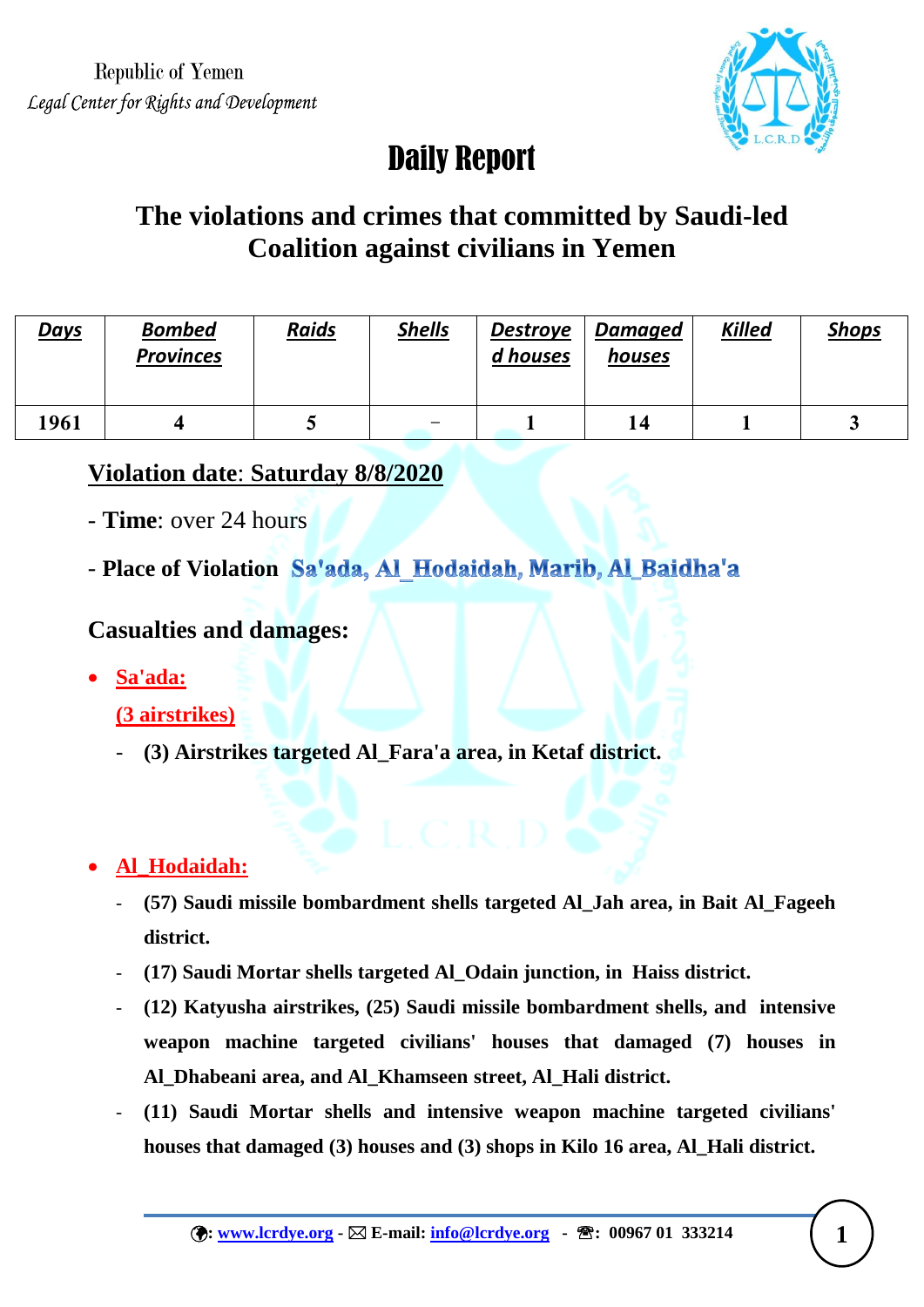Republic of Yemen
*Legal Center for Rights and Development*

# Daily Report

## The violations and crimes that committed by Saudi-led Coalition against civilians in Yemen

| Days | Bombed Provinces | Raids | Shells | Destroyed houses | Damaged houses | Killed | Shops |
|---|---|---|---|---|---|---|---|
| 1961 | 4 | 5 | – | 1 | 14 | 1 | 3 |

**Violation date: Saturday 8/8/2020**

- **Time**: over 24 hours

- **Place of Violation** **Sa'ada, Al_Hodaidah, Marib, Al_Baidha'a**

### Casualties and damages:

- **Sa'ada:**

  **(3 airstrikes)**

  - **(3) Airstrikes targeted Al_Fara'a area, in Ketaf district.**

- **Al_Hodaidah:**
  - **(57) Saudi missile bombardment shells targeted Al_Jah area, in Bait Al_Fageeh district.**
  - **(17) Saudi Mortar shells targeted Al_Odain junction, in Haiss district.**
  - **(12) Katyusha airstrikes, (25) Saudi missile bombardment shells, and intensive weapon machine targeted civilians' houses that damaged (7) houses in Al_Dhabeani area, and Al_Khamseen street, Al_Hali district.**
  - **(11) Saudi Mortar shells and intensive weapon machine targeted civilians' houses that damaged (3) houses and (3) shops in Kilo 16 area, Al_Hali district.**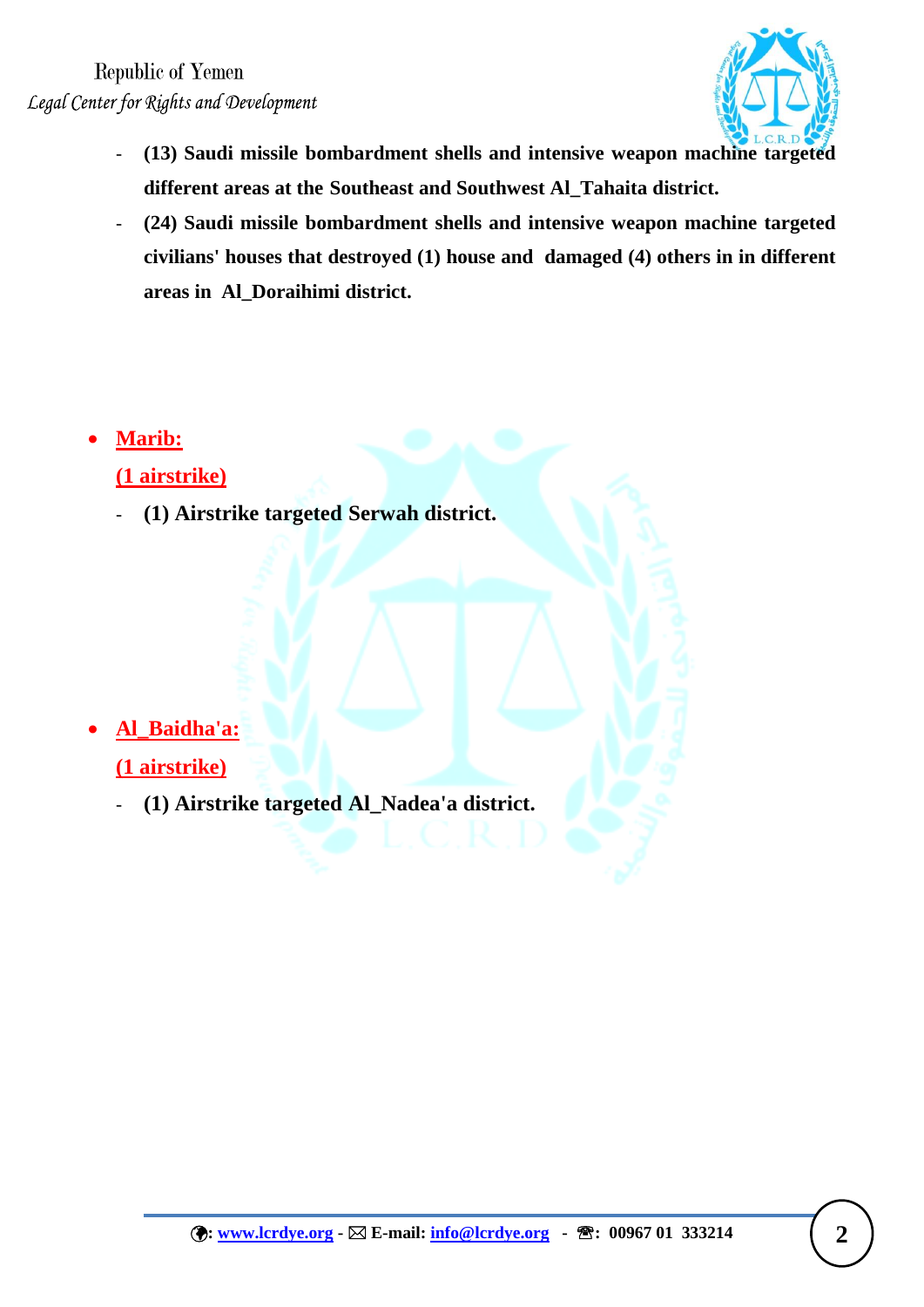- **(13) Saudi missile bombardment shells and intensive weapon machine targeted different areas at the Southeast and Southwest Al_Tahaita district.**
- **(24) Saudi missile bombardment shells and intensive weapon machine targeted civilians' houses that destroyed (1) house and damaged (4) others in in different areas in Al_Doraihimi district.**

- **Marib:**

  **(1 airstrike)**

  - **(1) Airstrike targeted Serwah district.**

- **Al_Baidha'a:**

  **(1 airstrike)**

  - **(1) Airstrike targeted Al_Nadea'a district.**